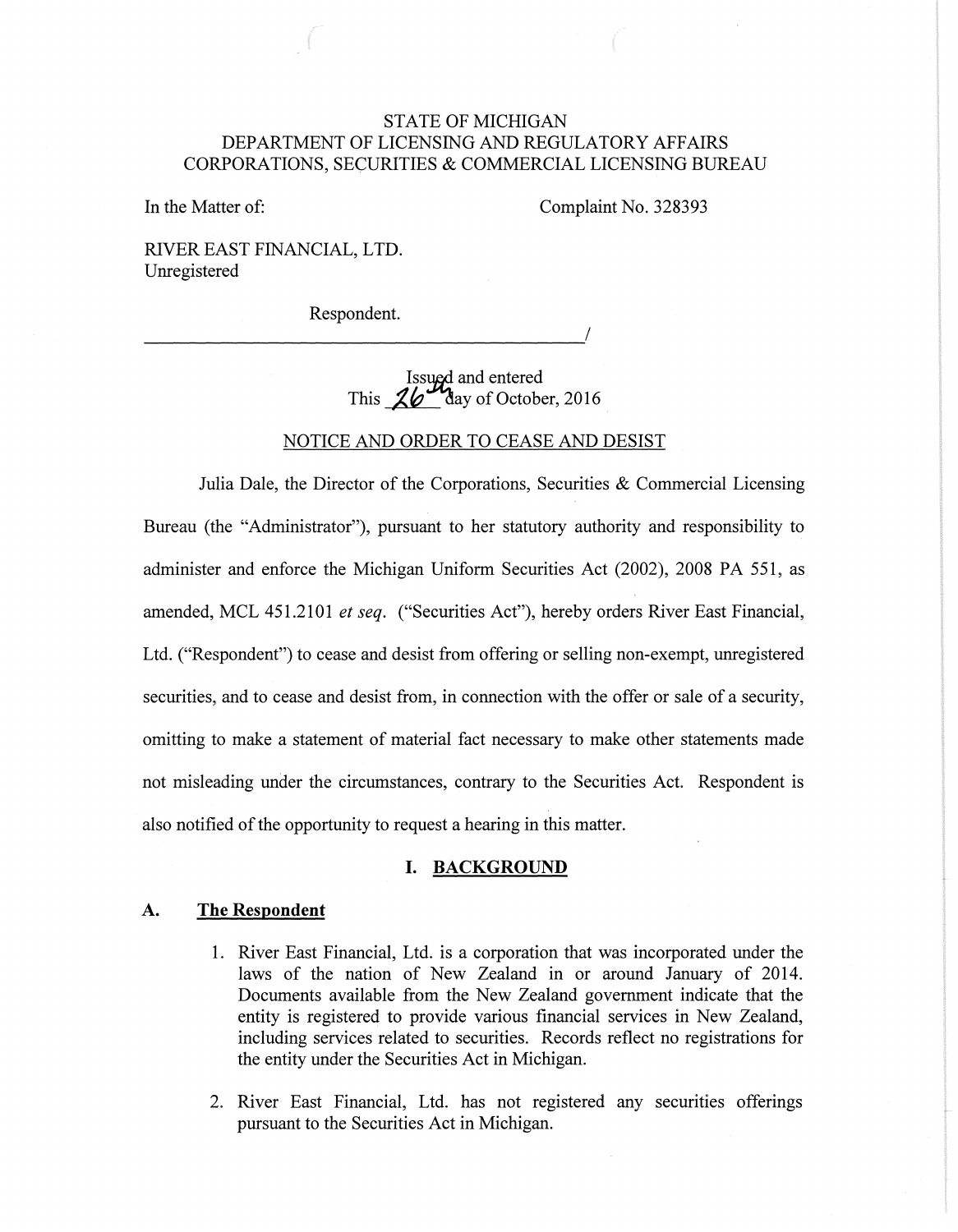STATE OF MICHIGAN
DEPARTMENT OF LICENSING AND REGULATORY AFFAIRS
CORPORATIONS, SECURITIES & COMMERCIAL LICENSING BUREAU

In the Matter of: Complaint No. 328393

RIVER EAST FINANCIAL, LTD.
Unregistered

Respondent.
_______________________________________________/

Issued and entered
This 26th day of October, 2016

## NOTICE AND ORDER TO CEASE AND DESIST

Julia Dale, the Director of the Corporations, Securities & Commercial Licensing Bureau (the "Administrator"), pursuant to her statutory authority and responsibility to administer and enforce the Michigan Uniform Securities Act (2002), 2008 PA 551, as amended, MCL 451.2101 *et seq.* ("Securities Act"), hereby orders River East Financial, Ltd. ("Respondent") to cease and desist from offering or selling non-exempt, unregistered securities, and to cease and desist from, in connection with the offer or sale of a security, omitting to make a statement of material fact necessary to make other statements made not misleading under the circumstances, contrary to the Securities Act. Respondent is also notified of the opportunity to request a hearing in this matter.

## I. BACKGROUND

### A. The Respondent

1. River East Financial, Ltd. is a corporation that was incorporated under the laws of the nation of New Zealand in or around January of 2014. Documents available from the New Zealand government indicate that the entity is registered to provide various financial services in New Zealand, including services related to securities. Records reflect no registrations for the entity under the Securities Act in Michigan.

2. River East Financial, Ltd. has not registered any securities offerings pursuant to the Securities Act in Michigan.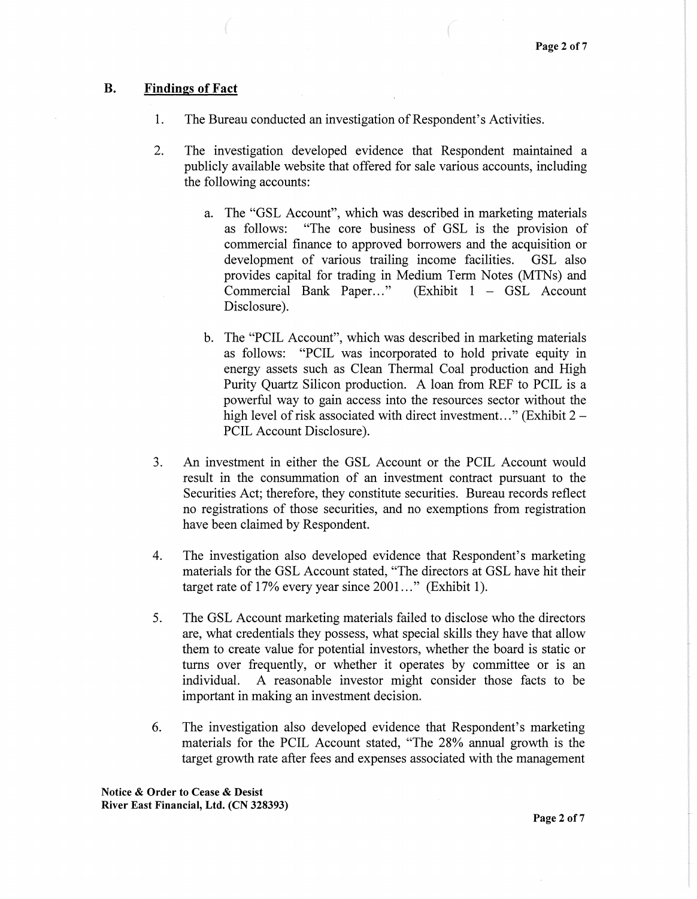## B. Findings of Fact

1. The Bureau conducted an investigation of Respondent's Activities.

2. The investigation developed evidence that Respondent maintained a publicly available website that offered for sale various accounts, including the following accounts:

   a. The "GSL Account", which was described in marketing materials as follows: "The core business of GSL is the provision of commercial finance to approved borrowers and the acquisition or development of various trailing income facilities. GSL also provides capital for trading in Medium Term Notes (MTNs) and Commercial Bank Paper..." (Exhibit 1 – GSL Account Disclosure).

   b. The "PCIL Account", which was described in marketing materials as follows: "PCIL was incorporated to hold private equity in energy assets such as Clean Thermal Coal production and High Purity Quartz Silicon production. A loan from REF to PCIL is a powerful way to gain access into the resources sector without the high level of risk associated with direct investment..." (Exhibit 2 – PCIL Account Disclosure).

3. An investment in either the GSL Account or the PCIL Account would result in the consummation of an investment contract pursuant to the Securities Act; therefore, they constitute securities. Bureau records reflect no registrations of those securities, and no exemptions from registration have been claimed by Respondent.

4. The investigation also developed evidence that Respondent's marketing materials for the GSL Account stated, "The directors at GSL have hit their target rate of 17% every year since 2001..." (Exhibit 1).

5. The GSL Account marketing materials failed to disclose who the directors are, what credentials they possess, what special skills they have that allow them to create value for potential investors, whether the board is static or turns over frequently, or whether it operates by committee or is an individual. A reasonable investor might consider those facts to be important in making an investment decision.

6. The investigation also developed evidence that Respondent's marketing materials for the PCIL Account stated, "The 28% annual growth is the target growth rate after fees and expenses associated with the management

Notice & Order to Cease & Desist
River East Financial, Ltd. (CN 328393)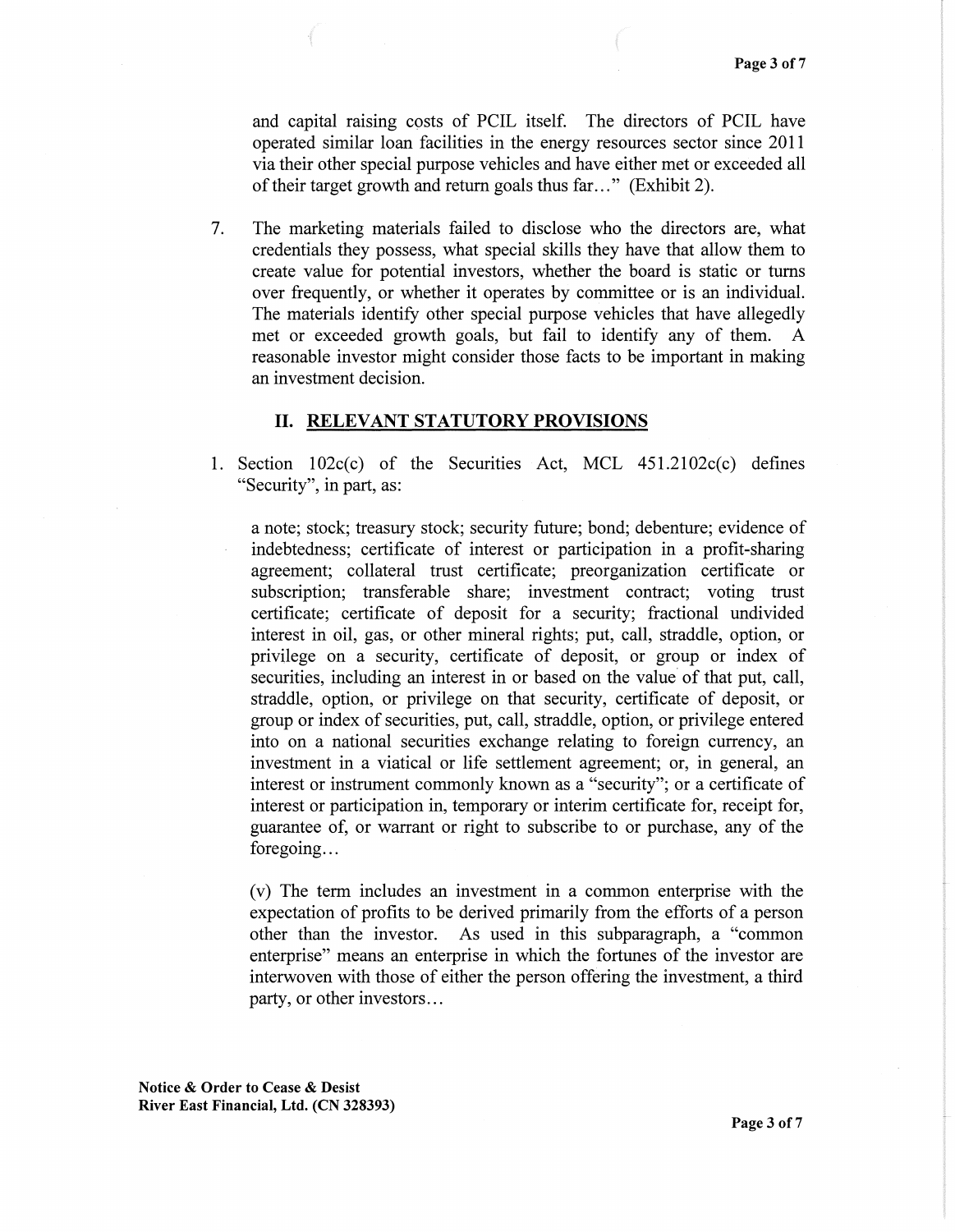and capital raising costs of PCIL itself. The directors of PCIL have operated similar loan facilities in the energy resources sector since 2011 via their other special purpose vehicles and have either met or exceeded all of their target growth and return goals thus far…" (Exhibit 2).

7. The marketing materials failed to disclose who the directors are, what credentials they possess, what special skills they have that allow them to create value for potential investors, whether the board is static or turns over frequently, or whether it operates by committee or is an individual. The materials identify other special purpose vehicles that have allegedly met or exceeded growth goals, but fail to identify any of them. A reasonable investor might consider those facts to be important in making an investment decision.

## II. RELEVANT STATUTORY PROVISIONS

1. Section 102c(c) of the Securities Act, MCL 451.2102c(c) defines "Security", in part, as:

   a note; stock; treasury stock; security future; bond; debenture; evidence of indebtedness; certificate of interest or participation in a profit-sharing agreement; collateral trust certificate; preorganization certificate or subscription; transferable share; investment contract; voting trust certificate; certificate of deposit for a security; fractional undivided interest in oil, gas, or other mineral rights; put, call, straddle, option, or privilege on a security, certificate of deposit, or group or index of securities, including an interest in or based on the value of that put, call, straddle, option, or privilege on that security, certificate of deposit, or group or index of securities, put, call, straddle, option, or privilege entered into on a national securities exchange relating to foreign currency, an investment in a viatical or life settlement agreement; or, in general, an interest or instrument commonly known as a "security"; or a certificate of interest or participation in, temporary or interim certificate for, receipt for, guarantee of, or warrant or right to subscribe to or purchase, any of the foregoing…

   (v) The term includes an investment in a common enterprise with the expectation of profits to be derived primarily from the efforts of a person other than the investor. As used in this subparagraph, a "common enterprise" means an enterprise in which the fortunes of the investor are interwoven with those of either the person offering the investment, a third party, or other investors…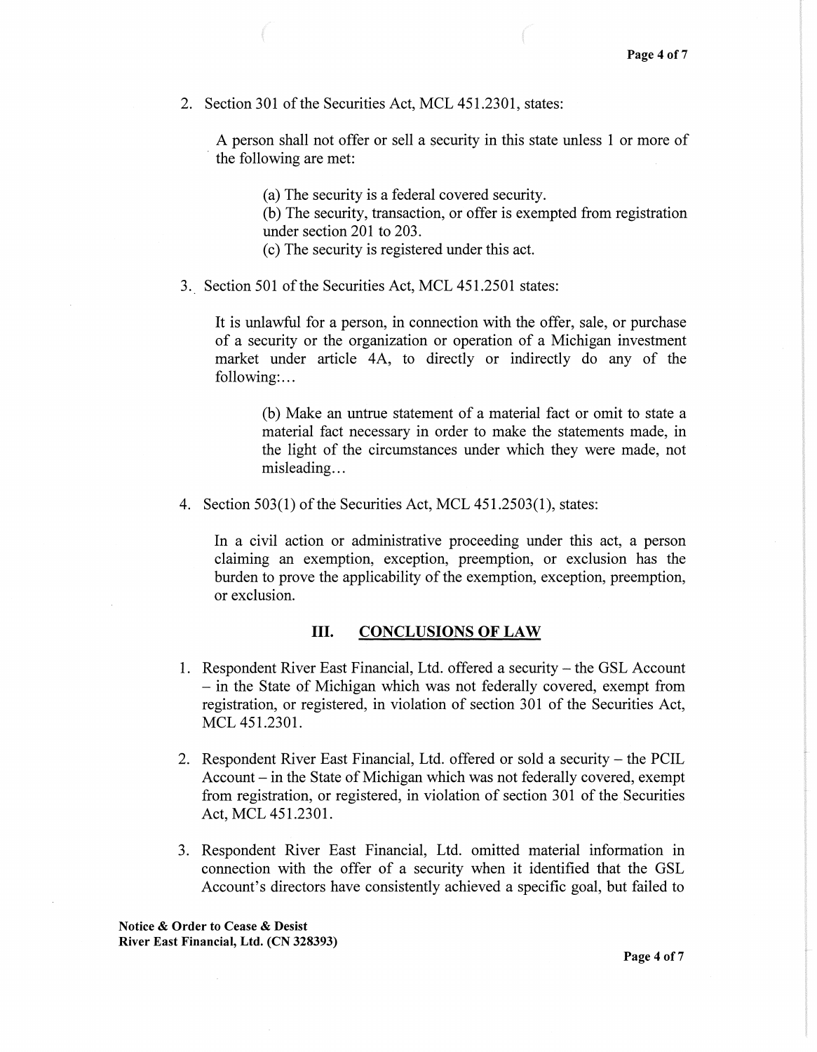2. Section 301 of the Securities Act, MCL 451.2301, states:

   A person shall not offer or sell a security in this state unless 1 or more of the following are met:

   > (a) The security is a federal covered security.
   > (b) The security, transaction, or offer is exempted from registration under section 201 to 203.
   > (c) The security is registered under this act.

3. Section 501 of the Securities Act, MCL 451.2501 states:

   It is unlawful for a person, in connection with the offer, sale, or purchase of a security or the organization or operation of a Michigan investment market under article 4A, to directly or indirectly do any of the following:…

   > (b) Make an untrue statement of a material fact or omit to state a material fact necessary in order to make the statements made, in the light of the circumstances under which they were made, not misleading…

4. Section 503(1) of the Securities Act, MCL 451.2503(1), states:

   In a civil action or administrative proceeding under this act, a person claiming an exemption, exception, preemption, or exclusion has the burden to prove the applicability of the exemption, exception, preemption, or exclusion.

## III. CONCLUSIONS OF LAW

1. Respondent River East Financial, Ltd. offered a security – the GSL Account – in the State of Michigan which was not federally covered, exempt from registration, or registered, in violation of section 301 of the Securities Act, MCL 451.2301.

2. Respondent River East Financial, Ltd. offered or sold a security – the PCIL Account – in the State of Michigan which was not federally covered, exempt from registration, or registered, in violation of section 301 of the Securities Act, MCL 451.2301.

3. Respondent River East Financial, Ltd. omitted material information in connection with the offer of a security when it identified that the GSL Account's directors have consistently achieved a specific goal, but failed to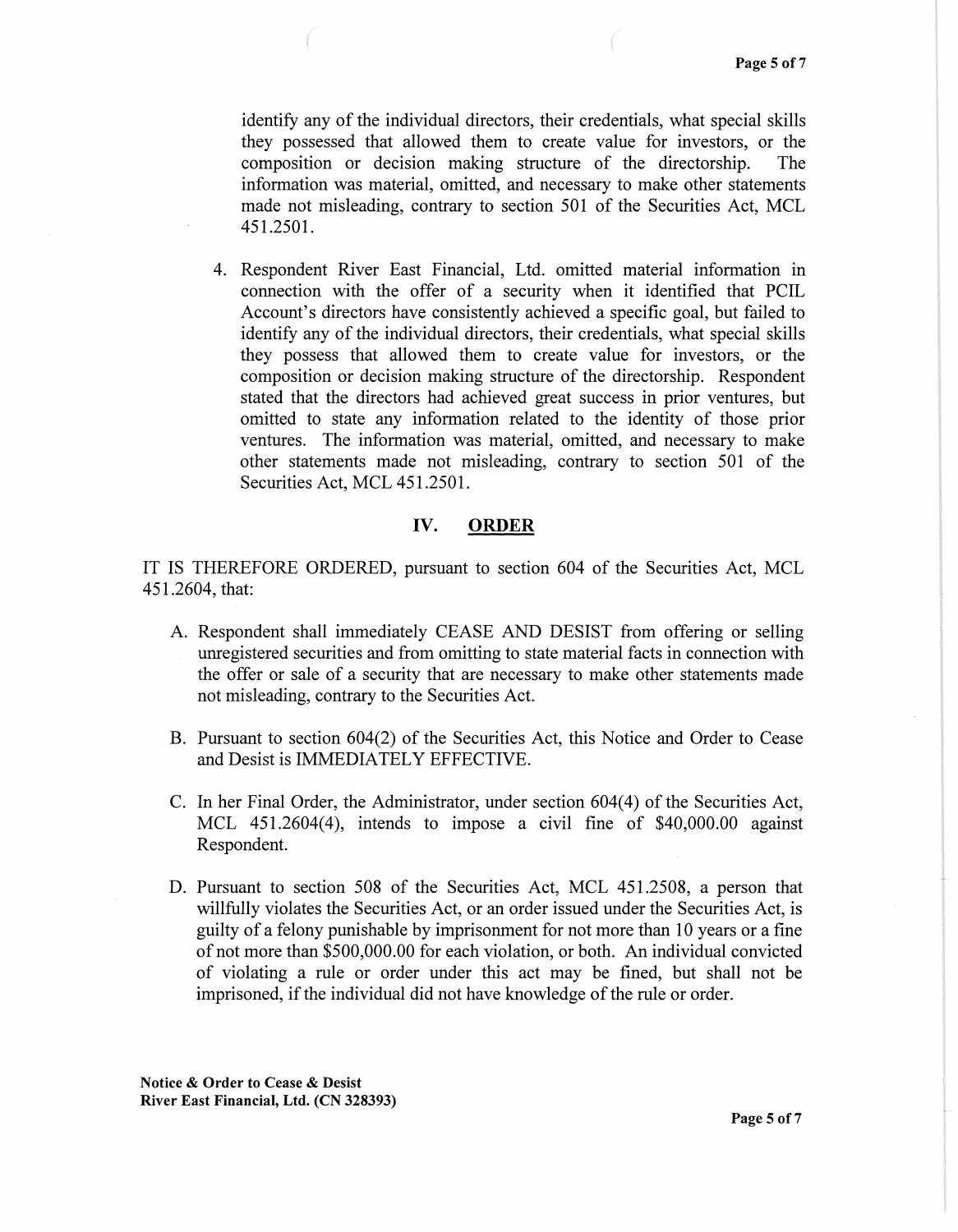identify any of the individual directors, their credentials, what special skills they possessed that allowed them to create value for investors, or the composition or decision making structure of the directorship. The information was material, omitted, and necessary to make other statements made not misleading, contrary to section 501 of the Securities Act, MCL 451.2501.

4. Respondent River East Financial, Ltd. omitted material information in connection with the offer of a security when it identified that PCIL Account's directors have consistently achieved a specific goal, but failed to identify any of the individual directors, their credentials, what special skills they possess that allowed them to create value for investors, or the composition or decision making structure of the directorship. Respondent stated that the directors had achieved great success in prior ventures, but omitted to state any information related to the identity of those prior ventures. The information was material, omitted, and necessary to make other statements made not misleading, contrary to section 501 of the Securities Act, MCL 451.2501.

## IV. ORDER

IT IS THEREFORE ORDERED, pursuant to section 604 of the Securities Act, MCL 451.2604, that:

A. Respondent shall immediately CEASE AND DESIST from offering or selling unregistered securities and from omitting to state material facts in connection with the offer or sale of a security that are necessary to make other statements made not misleading, contrary to the Securities Act.

B. Pursuant to section 604(2) of the Securities Act, this Notice and Order to Cease and Desist is IMMEDIATELY EFFECTIVE.

C. In her Final Order, the Administrator, under section 604(4) of the Securities Act, MCL 451.2604(4), intends to impose a civil fine of $40,000.00 against Respondent.

D. Pursuant to section 508 of the Securities Act, MCL 451.2508, a person that willfully violates the Securities Act, or an order issued under the Securities Act, is guilty of a felony punishable by imprisonment for not more than 10 years or a fine of not more than $500,000.00 for each violation, or both. An individual convicted of violating a rule or order under this act may be fined, but shall not be imprisoned, if the individual did not have knowledge of the rule or order.

**Notice & Order to Cease & Desist**
**River East Financial, Ltd. (CN 328393)**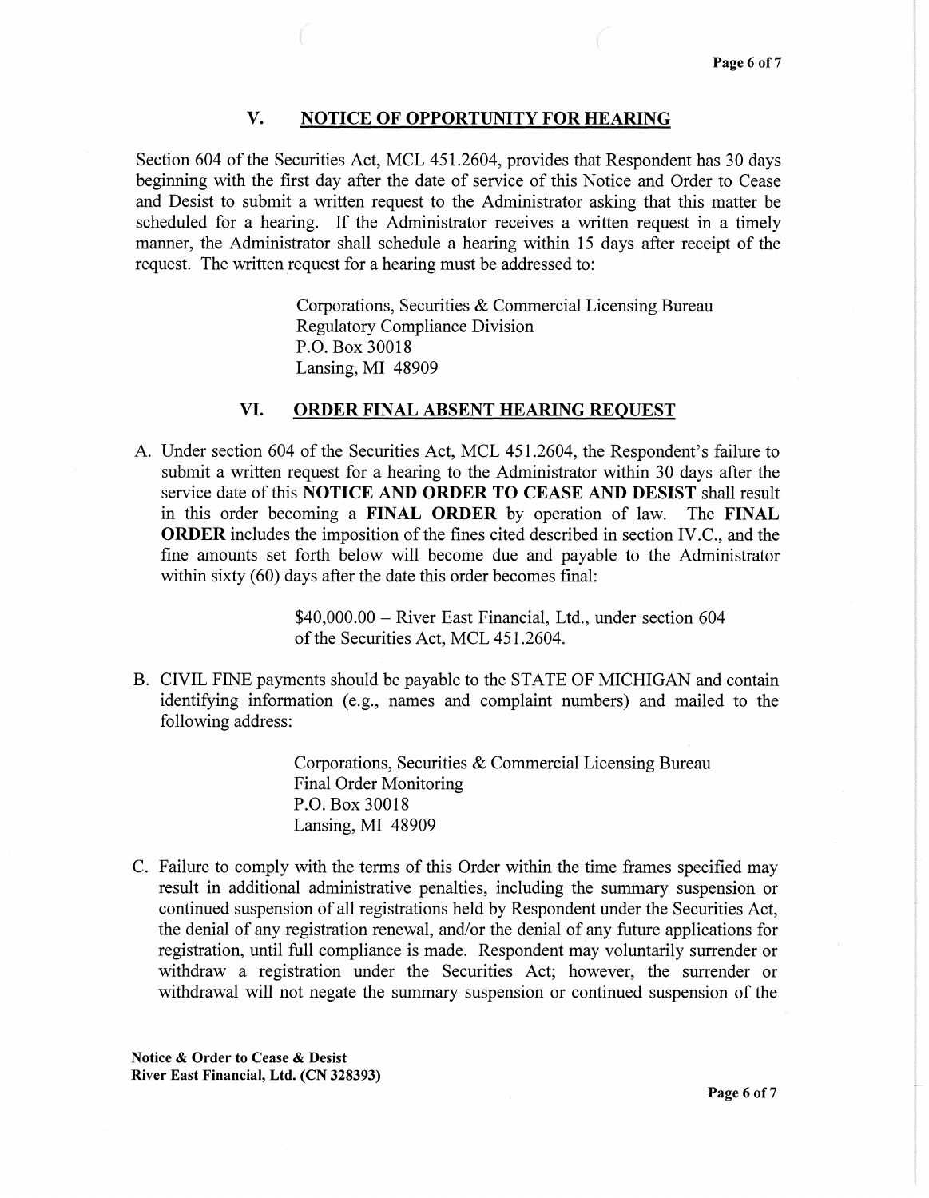## V. NOTICE OF OPPORTUNITY FOR HEARING

Section 604 of the Securities Act, MCL 451.2604, provides that Respondent has 30 days beginning with the first day after the date of service of this Notice and Order to Cease and Desist to submit a written request to the Administrator asking that this matter be scheduled for a hearing. If the Administrator receives a written request in a timely manner, the Administrator shall schedule a hearing within 15 days after receipt of the request. The written request for a hearing must be addressed to:

> Corporations, Securities & Commercial Licensing Bureau
> Regulatory Compliance Division
> P.O. Box 30018
> Lansing, MI 48909

## VI. ORDER FINAL ABSENT HEARING REQUEST

A. Under section 604 of the Securities Act, MCL 451.2604, the Respondent's failure to submit a written request for a hearing to the Administrator within 30 days after the service date of this **NOTICE AND ORDER TO CEASE AND DESIST** shall result in this order becoming a **FINAL ORDER** by operation of law. The **FINAL ORDER** includes the imposition of the fines cited described in section IV.C., and the fine amounts set forth below will become due and payable to the Administrator within sixty (60) days after the date this order becomes final:

> $40,000.00 – River East Financial, Ltd., under section 604 of the Securities Act, MCL 451.2604.

B. CIVIL FINE payments should be payable to the STATE OF MICHIGAN and contain identifying information (e.g., names and complaint numbers) and mailed to the following address:

> Corporations, Securities & Commercial Licensing Bureau
> Final Order Monitoring
> P.O. Box 30018
> Lansing, MI 48909

C. Failure to comply with the terms of this Order within the time frames specified may result in additional administrative penalties, including the summary suspension or continued suspension of all registrations held by Respondent under the Securities Act, the denial of any registration renewal, and/or the denial of any future applications for registration, until full compliance is made. Respondent may voluntarily surrender or withdraw a registration under the Securities Act; however, the surrender or withdrawal will not negate the summary suspension or continued suspension of the

**Notice & Order to Cease & Desist**
**River East Financial, Ltd. (CN 328393)**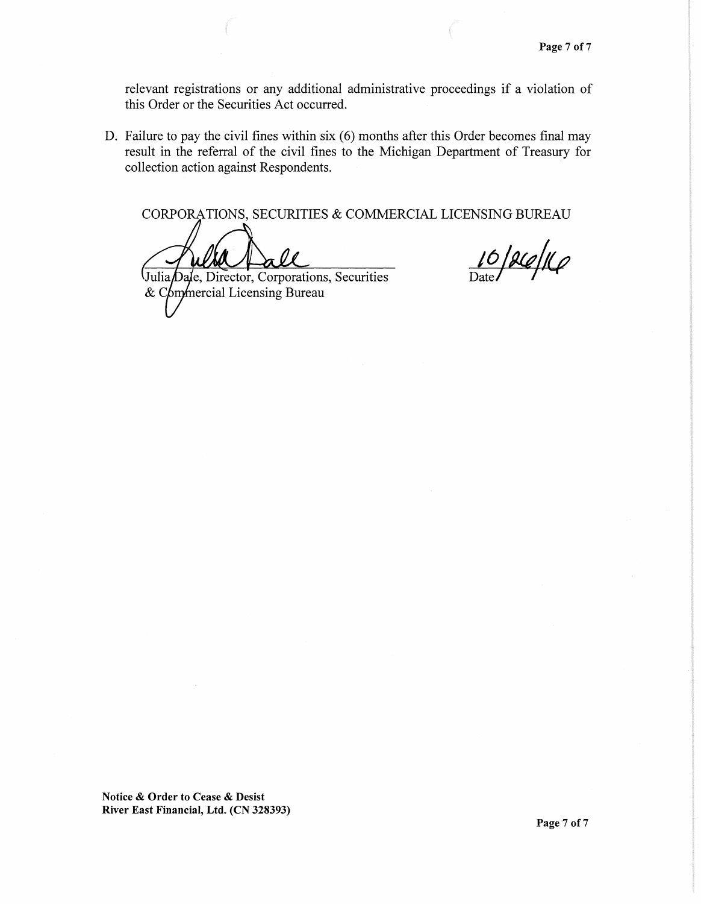relevant registrations or any additional administrative proceedings if a violation of this Order or the Securities Act occurred.

D. Failure to pay the civil fines within six (6) months after this Order becomes final may result in the referral of the civil fines to the Michigan Department of Treasury for collection action against Respondents.

CORPORATIONS, SECURITIES & COMMERCIAL LICENSING BUREAU

Julia Dale, Director, Corporations, Securities & Commercial Licensing Bureau

10/26/16
Date

**Notice & Order to Cease & Desist**
**River East Financial, Ltd. (CN 328393)**